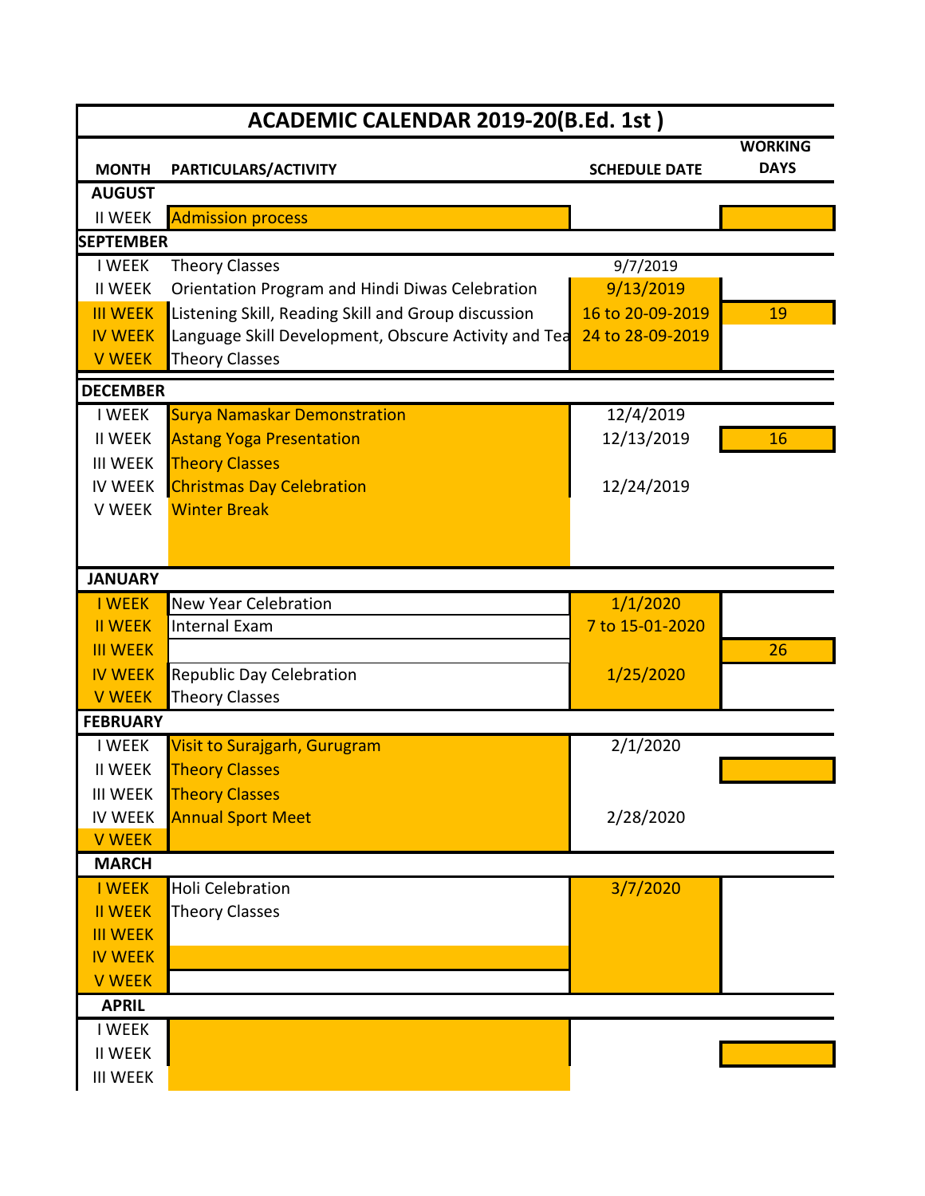# ACADEMIC CALENDAR 2019-20(B.Ed. 1st )

| MONTH | PARTICULARS/ACTIVITY | SCHEDULE DATE | WORKING DAYS |
|---|---|---|---|
| **AUGUST** | | | |
| II WEEK | Admission process | | |
| **SEPTEMBER** | | | |
| I WEEK | Theory Classes | 9/7/2019 | |
| II WEEK | Orientation Program and Hindi Diwas Celebration | 9/13/2019 | |
| III WEEK | Listening Skill, Reading Skill and Group discussion | 16 to 20-09-2019 | 19 |
| IV WEEK | Language Skill Development, Obscure Activity and Tea | 24 to 28-09-2019 | |
| V WEEK | Theory Classes | | |
| **DECEMBER** | | | |
| I WEEK | Surya Namaskar Demonstration | 12/4/2019 | |
| II WEEK | Astang Yoga Presentation | 12/13/2019 | 16 |
| III WEEK | Theory Classes | | |
| IV WEEK | Christmas Day Celebration | 12/24/2019 | |
| V WEEK | Winter Break | | |
| **JANUARY** | | | |
| I WEEK | New Year Celebration | 1/1/2020 | |
| II WEEK | Internal Exam | 7 to 15-01-2020 | |
| III WEEK | | | 26 |
| IV WEEK | Republic Day Celebration | 1/25/2020 | |
| V WEEK | Theory Classes | | |
| **FEBRUARY** | | | |
| I WEEK | Visit to Surajgarh, Gurugram | 2/1/2020 | |
| II WEEK | Theory Classes | | |
| III WEEK | Theory Classes | | |
| IV WEEK | Annual Sport Meet | 2/28/2020 | |
| V WEEK | | | |
| **MARCH** | | | |
| I WEEK | Holi Celebration | 3/7/2020 | |
| II WEEK | Theory Classes | | |
| III WEEK | | | |
| IV WEEK | | | |
| V WEEK | | | |
| **APRIL** | | | |
| I WEEK | | | |
| II WEEK | | | |
| III WEEK | | | |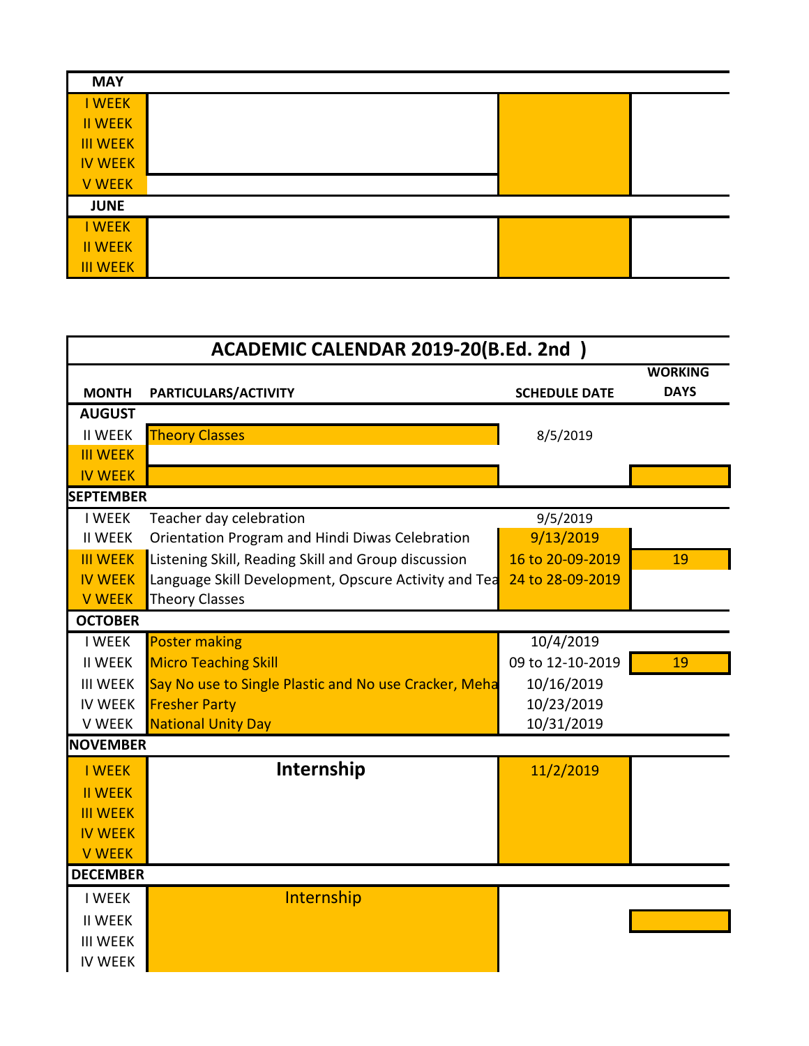| MAY | | | |
|---|---|---|---|
| I WEEK | | | |
| II WEEK | | | |
| III WEEK | | | |
| IV WEEK | | | |
| V WEEK | | | |
| **JUNE** | | | |
| I WEEK | | | |
| II WEEK | | | |
| III WEEK | | | |

## ACADEMIC CALENDAR 2019-20(B.Ed. 2nd )

| MONTH | PARTICULARS/ACTIVITY | SCHEDULE DATE | WORKING DAYS |
|---|---|---|---|
| **AUGUST** | | | |
| II WEEK | Theory Classes | 8/5/2019 | |
| III WEEK | | | |
| IV WEEK | | | |
| **SEPTEMBER** | | | |
| I WEEK | Teacher day celebration | 9/5/2019 | |
| II WEEK | Orientation Program and Hindi Diwas Celebration | 9/13/2019 | |
| III WEEK | Listening Skill, Reading Skill and Group discussion | 16 to 20-09-2019 | 19 |
| IV WEEK | Language Skill Development, Opscure Activity and Tea | 24 to 28-09-2019 | |
| V WEEK | Theory Classes | | |
| **OCTOBER** | | | |
| I WEEK | Poster making | 10/4/2019 | |
| II WEEK | Micro Teaching Skill | 09 to 12-10-2019 | 19 |
| III WEEK | Say No use to Single Plastic and No use Cracker, Meha | 10/16/2019 | |
| IV WEEK | Fresher Party | 10/23/2019 | |
| V WEEK | National Unity Day | 10/31/2019 | |
| **NOVEMBER** | | | |
| I WEEK | **Internship** | 11/2/2019 | |
| II WEEK | | | |
| III WEEK | | | |
| IV WEEK | | | |
| V WEEK | | | |
| **DECEMBER** | | | |
| I WEEK | Internship | | |
| II WEEK | | | |
| III WEEK | | | |
| IV WEEK | | | |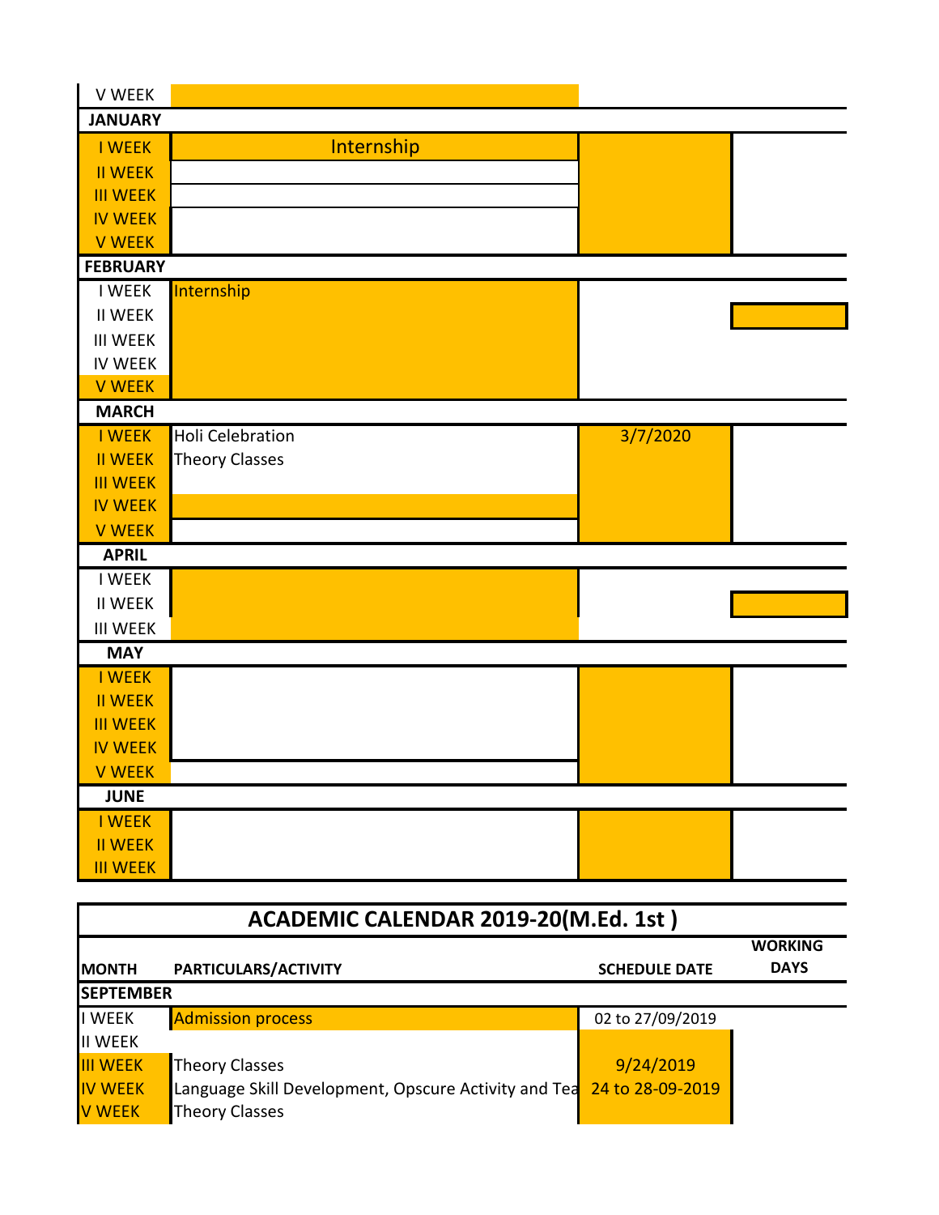| | | | |
|---|---|---|---|
| V WEEK | | | |
| **JANUARY** | | | |
| I WEEK | Internship | | |
| II WEEK | | | |
| III WEEK | | | |
| IV WEEK | | | |
| V WEEK | | | |
| **FEBRUARY** | | | |
| I WEEK | Internship | | |
| II WEEK | | | |
| III WEEK | | | |
| IV WEEK | | | |
| V WEEK | | | |
| **MARCH** | | | |
| I WEEK | Holi Celebration | 3/7/2020 | |
| II WEEK | Theory Classes | | |
| III WEEK | | | |
| IV WEEK | | | |
| V WEEK | | | |
| **APRIL** | | | |
| I WEEK | | | |
| II WEEK | | | |
| III WEEK | | | |
| **MAY** | | | |
| I WEEK | | | |
| II WEEK | | | |
| III WEEK | | | |
| IV WEEK | | | |
| V WEEK | | | |
| **JUNE** | | | |
| I WEEK | | | |
| II WEEK | | | |
| III WEEK | | | |

## ACADEMIC CALENDAR 2019-20(M.Ed. 1st )

| MONTH | PARTICULARS/ACTIVITY | SCHEDULE DATE | WORKING DAYS |
|---|---|---|---|
| **SEPTEMBER** | | | |
| I WEEK | Admission process | 02 to 27/09/2019 | |
| II WEEK | | | |
| III WEEK | Theory Classes | 9/24/2019 | |
| IV WEEK | Language Skill Development, Opscure Activity and Tea | 24 to 28-09-2019 | |
| V WEEK | Theory Classes | | |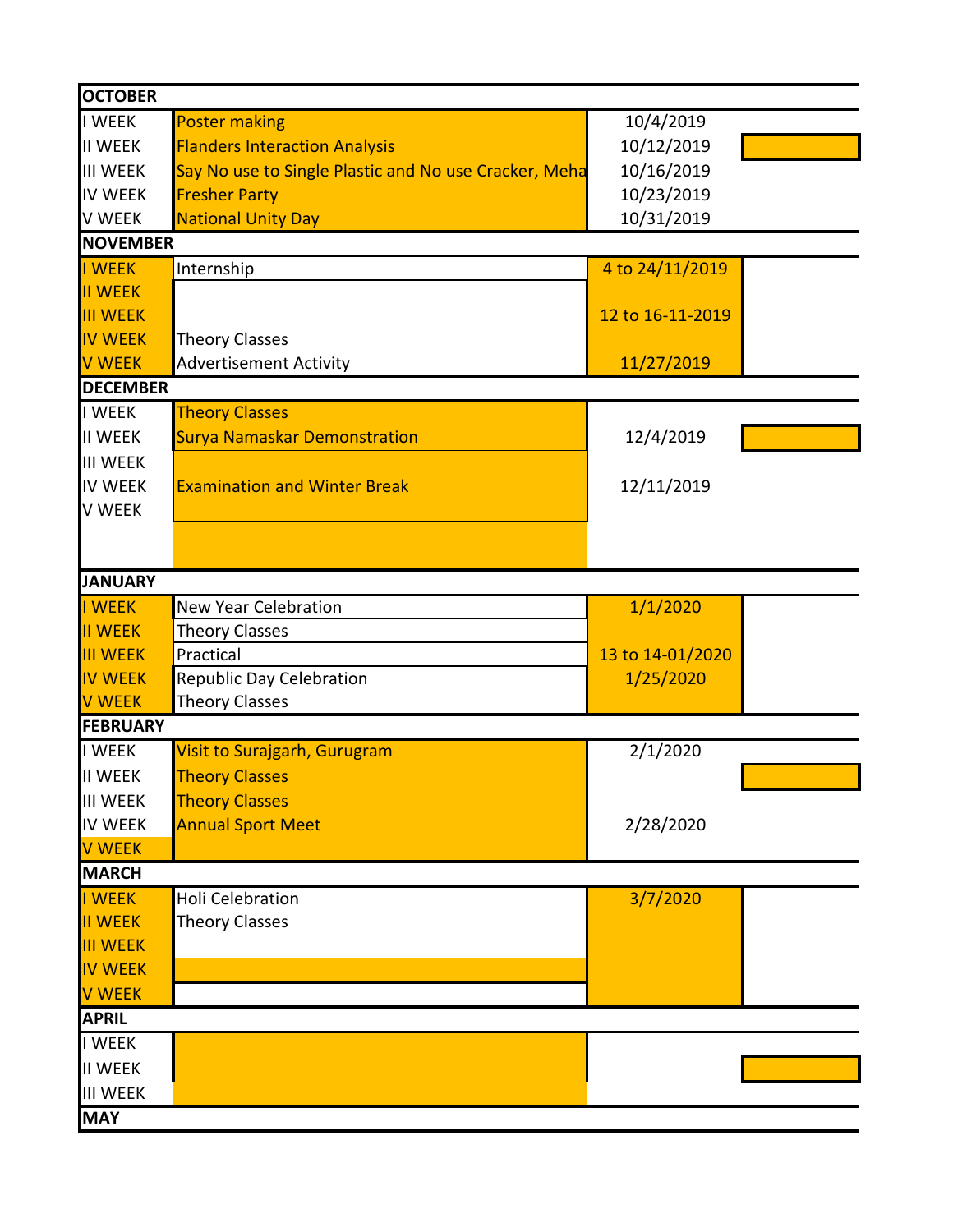| OCTOBER | | |
|---|---|---|
| I WEEK | Poster making | 10/4/2019 |
| II WEEK | Flanders Interaction Analysis | 10/12/2019 |
| III WEEK | Say No use to Single Plastic and No use Cracker, Meha | 10/16/2019 |
| IV WEEK | Fresher Party | 10/23/2019 |
| V WEEK | National Unity Day | 10/31/2019 |
| **NOVEMBER** | | |
| I WEEK | Internship | 4 to 24/11/2019 |
| II WEEK | | |
| III WEEK | | 12 to 16-11-2019 |
| IV WEEK | Theory Classes | |
| V WEEK | Advertisement Activity | 11/27/2019 |
| **DECEMBER** | | |
| I WEEK | Theory Classes | |
| II WEEK | Surya Namaskar Demonstration | 12/4/2019 |
| III WEEK | | |
| IV WEEK | Examination and Winter Break | 12/11/2019 |
| V WEEK | | |
| **JANUARY** | | |
| I WEEK | New Year Celebration | 1/1/2020 |
| II WEEK | Theory Classes | |
| III WEEK | Practical | 13 to 14-01/2020 |
| IV WEEK | Republic Day Celebration | 1/25/2020 |
| V WEEK | Theory Classes | |
| **FEBRUARY** | | |
| I WEEK | Visit to Surajgarh, Gurugram | 2/1/2020 |
| II WEEK | Theory Classes | |
| III WEEK | Theory Classes | |
| IV WEEK | Annual Sport Meet | 2/28/2020 |
| V WEEK | | |
| **MARCH** | | |
| I WEEK | Holi Celebration | 3/7/2020 |
| II WEEK | Theory Classes | |
| III WEEK | | |
| IV WEEK | | |
| V WEEK | | |
| **APRIL** | | |
| I WEEK | | |
| II WEEK | | |
| III WEEK | | |
| **MAY** | | |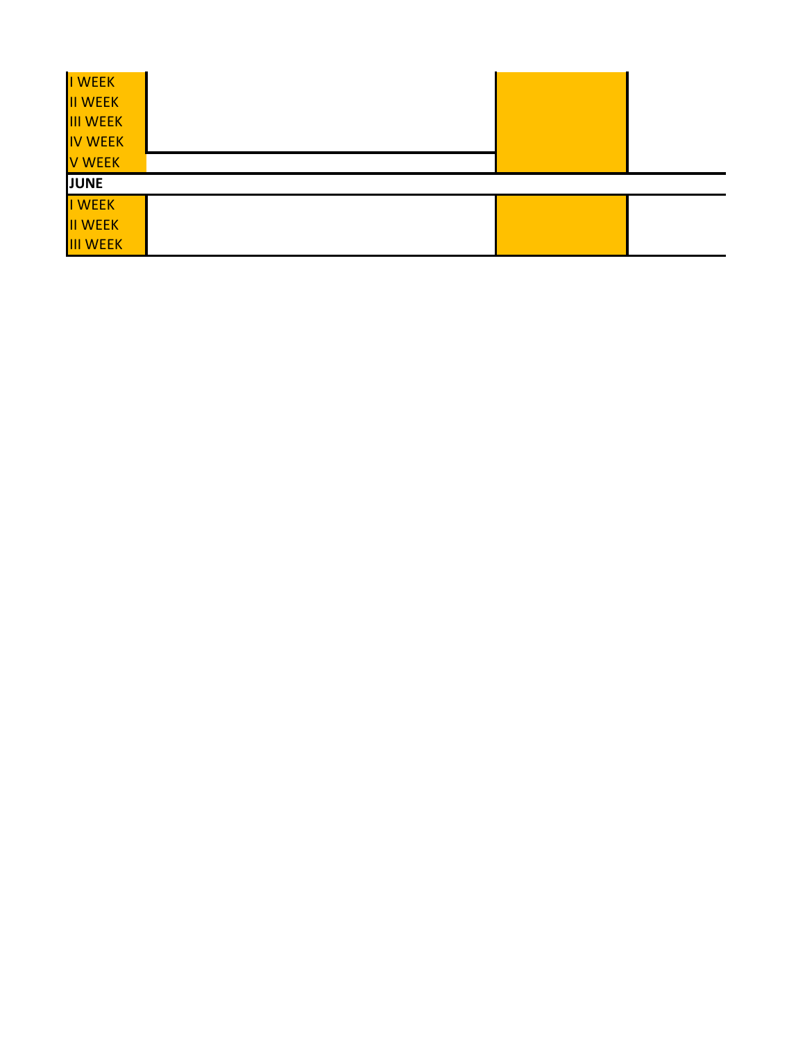| | | | |
|---|---|---|---|
| I WEEK | | | |
| II WEEK | | | |
| III WEEK | | | |
| IV WEEK | | | |
| V WEEK | | | |
| **JUNE** | | | |
| I WEEK | | | |
| II WEEK | | | |
| III WEEK | | | |